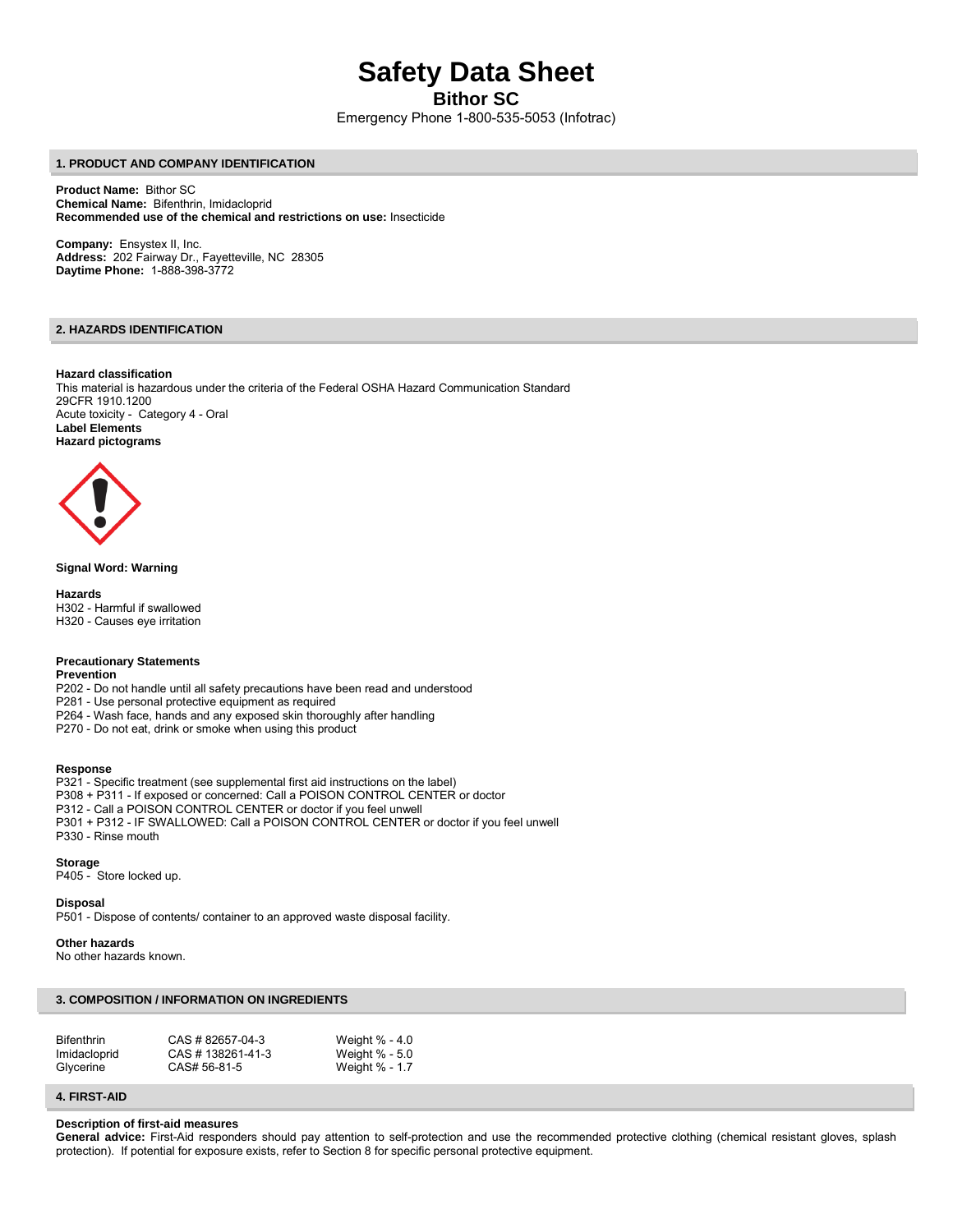# Safety Data Sheet

## Bithor SC

Emergency Phone 1-800-535-5053 (Infotrac)

### 1. PRODUCT AND COMPANY IDENTIFICATION

**Product Name:** Bithor SC
**Chemical Name:** Bifenthrin, Imidacloprid
**Recommended use of the chemical and restrictions on use:** Insecticide

**Company:** Ensystex II, Inc.
**Address:** 202 Fairway Dr., Fayetteville, NC 28305
**Daytime Phone:** 1-888-398-3772

### 2. HAZARDS IDENTIFICATION

**Hazard classification**
This material is hazardous under the criteria of the Federal OSHA Hazard Communication Standard 29CFR 1910.1200
Acute toxicity - Category 4 - Oral
**Label Elements**
**Hazard pictograms**

**Signal Word: Warning**

**Hazards**
H302 - Harmful if swallowed
H320 - Causes eye irritation

**Precautionary Statements**
**Prevention**
P202 - Do not handle until all safety precautions have been read and understood
P281 - Use personal protective equipment as required
P264 - Wash face, hands and any exposed skin thoroughly after handling
P270 - Do not eat, drink or smoke when using this product

**Response**
P321 - Specific treatment (see supplemental first aid instructions on the label)
P308 + P311 - If exposed or concerned: Call a POISON CONTROL CENTER or doctor
P312 - Call a POISON CONTROL CENTER or doctor if you feel unwell
P301 + P312 - IF SWALLOWED: Call a POISON CONTROL CENTER or doctor if you feel unwell
P330 - Rinse mouth

**Storage**
P405 - Store locked up.

**Disposal**
P501 - Dispose of contents/ container to an approved waste disposal facility.

**Other hazards**
No other hazards known.

### 3. COMPOSITION / INFORMATION ON INGREDIENTS

| | | |
|---|---|---|
| Bifenthrin | CAS # 82657-04-3 | Weight % - 4.0 |
| Imidacloprid | CAS # 138261-41-3 | Weight % - 5.0 |
| Glycerine | CAS# 56-81-5 | Weight % - 1.7 |

### 4. FIRST-AID

**Description of first-aid measures**
**General advice:** First-Aid responders should pay attention to self-protection and use the recommended protective clothing (chemical resistant gloves, splash protection). If potential for exposure exists, refer to Section 8 for specific personal protective equipment.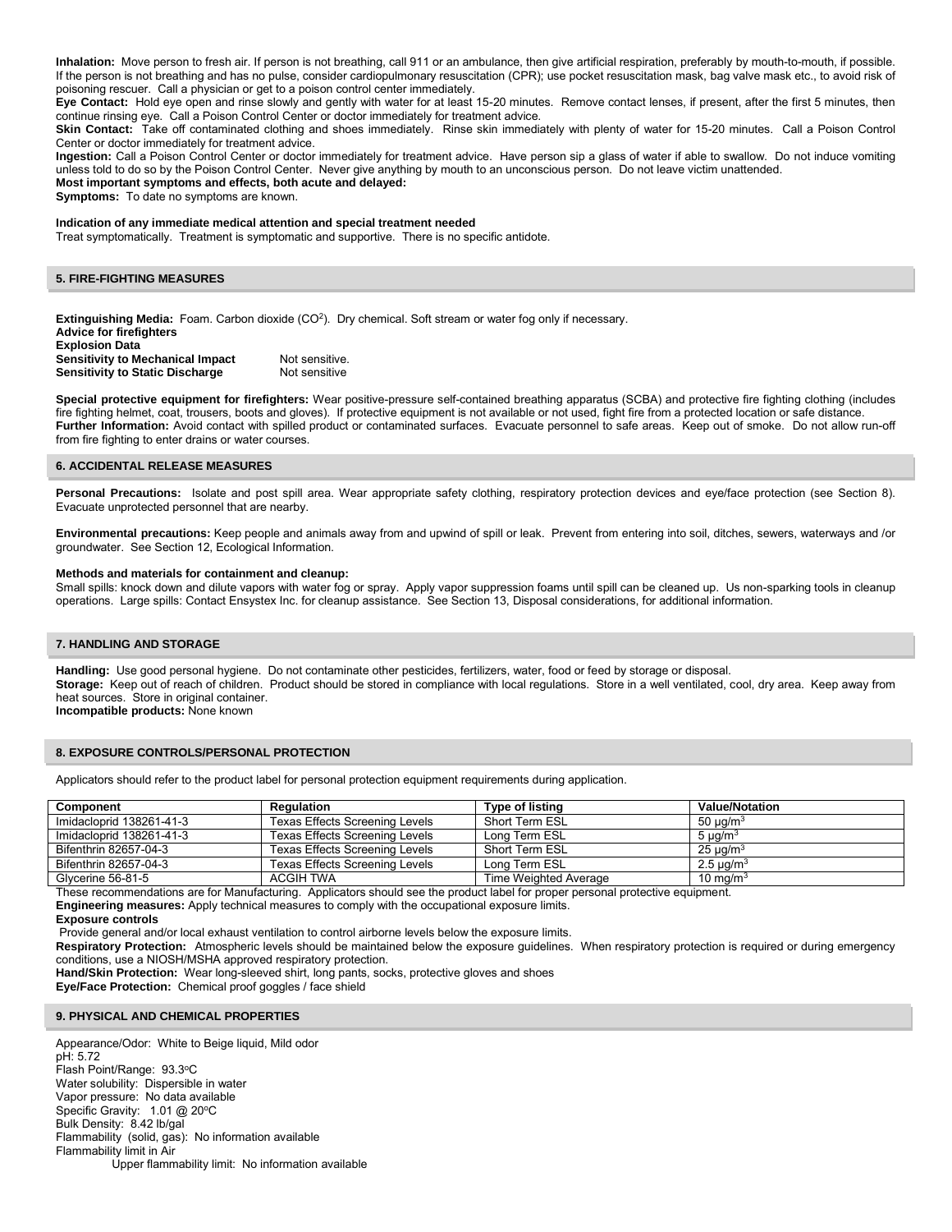**Inhalation:** Move person to fresh air. If person is not breathing, call 911 or an ambulance, then give artificial respiration, preferably by mouth-to-mouth, if possible. If the person is not breathing and has no pulse, consider cardiopulmonary resuscitation (CPR); use pocket resuscitation mask, bag valve mask etc., to avoid risk of poisoning rescuer. Call a physician or get to a poison control center immediately.

**Eye Contact:** Hold eye open and rinse slowly and gently with water for at least 15-20 minutes. Remove contact lenses, if present, after the first 5 minutes, then continue rinsing eye. Call a Poison Control Center or doctor immediately for treatment advice.

**Skin Contact:** Take off contaminated clothing and shoes immediately. Rinse skin immediately with plenty of water for 15-20 minutes. Call a Poison Control Center or doctor immediately for treatment advice.

**Ingestion:** Call a Poison Control Center or doctor immediately for treatment advice. Have person sip a glass of water if able to swallow. Do not induce vomiting unless told to do so by the Poison Control Center. Never give anything by mouth to an unconscious person. Do not leave victim unattended.

**Most important symptoms and effects, both acute and delayed:**

**Symptoms:** To date no symptoms are known.

**Indication of any immediate medical attention and special treatment needed**

Treat symptomatically. Treatment is symptomatic and supportive. There is no specific antidote.

## 5. FIRE-FIGHTING MEASURES

**Extinguishing Media:** Foam. Carbon dioxide ($CO^2$). Dry chemical. Soft stream or water fog only if necessary.

**Advice for firefighters**

**Explosion Data**

**Sensitivity to Mechanical Impact** Not sensitive.

**Sensitivity to Static Discharge** Not sensitive

**Special protective equipment for firefighters:** Wear positive-pressure self-contained breathing apparatus (SCBA) and protective fire fighting clothing (includes fire fighting helmet, coat, trousers, boots and gloves). If protective equipment is not available or not used, fight fire from a protected location or safe distance.

**Further Information:** Avoid contact with spilled product or contaminated surfaces. Evacuate personnel to safe areas. Keep out of smoke. Do not allow run-off from fire fighting to enter drains or water courses.

## 6. ACCIDENTAL RELEASE MEASURES

**Personal Precautions:** Isolate and post spill area. Wear appropriate safety clothing, respiratory protection devices and eye/face protection (see Section 8). Evacuate unprotected personnel that are nearby.

**Environmental precautions:** Keep people and animals away from and upwind of spill or leak. Prevent from entering into soil, ditches, sewers, waterways and /or groundwater. See Section 12, Ecological Information.

**Methods and materials for containment and cleanup:**

Small spills: knock down and dilute vapors with water fog or spray. Apply vapor suppression foams until spill can be cleaned up. Us non-sparking tools in cleanup operations. Large spills: Contact Ensystex Inc. for cleanup assistance. See Section 13, Disposal considerations, for additional information.

## 7. HANDLING AND STORAGE

**Handling:** Use good personal hygiene. Do not contaminate other pesticides, fertilizers, water, food or feed by storage or disposal.

**Storage:** Keep out of reach of children. Product should be stored in compliance with local regulations. Store in a well ventilated, cool, dry area. Keep away from heat sources. Store in original container.

**Incompatible products:** None known

## 8. EXPOSURE CONTROLS/PERSONAL PROTECTION

Applicators should refer to the product label for personal protection equipment requirements during application.

| Component | Regulation | Type of listing | Value/Notation |
|---|---|---|---|
| Imidacloprid 138261-41-3 | Texas Effects Screening Levels | Short Term ESL | 50 µg/m$^3$ |
| Imidacloprid 138261-41-3 | Texas Effects Screening Levels | Long Term ESL | 5 µg/m$^3$ |
| Bifenthrin 82657-04-3 | Texas Effects Screening Levels | Short Term ESL | 25 µg/m$^3$ |
| Bifenthrin 82657-04-3 | Texas Effects Screening Levels | Long Term ESL | 2.5 µg/m$^3$ |
| Glycerine 56-81-5 | ACGIH TWA | Time Weighted Average | 10 mg/m$^3$ |

These recommendations are for Manufacturing. Applicators should see the product label for proper personal protective equipment.

**Engineering measures:** Apply technical measures to comply with the occupational exposure limits.

**Exposure controls**

Provide general and/or local exhaust ventilation to control airborne levels below the exposure limits.

**Respiratory Protection:** Atmospheric levels should be maintained below the exposure guidelines. When respiratory protection is required or during emergency conditions, use a NIOSH/MSHA approved respiratory protection.

**Hand/Skin Protection:** Wear long-sleeved shirt, long pants, socks, protective gloves and shoes

**Eye/Face Protection:** Chemical proof goggles / face shield

## 9. PHYSICAL AND CHEMICAL PROPERTIES

Appearance/Odor: White to Beige liquid, Mild odor

pH: 5.72

Flash Point/Range: 93.3°C

Water solubility: Dispersible in water

Vapor pressure: No data available

Specific Gravity: 1.01 @ 20°C

Bulk Density: 8.42 lb/gal

Flammability (solid, gas): No information available

Flammability limit in Air

Upper flammability limit: No information available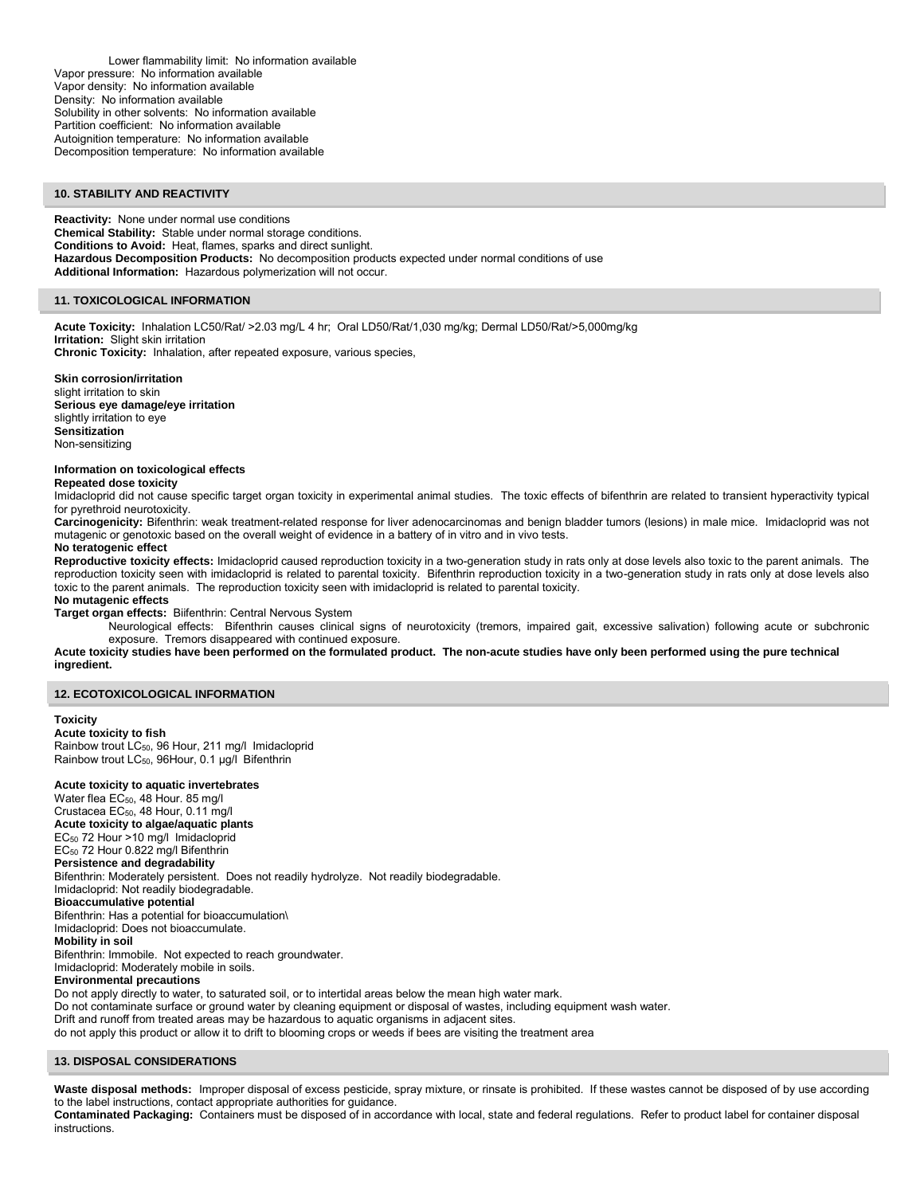Lower flammability limit: No information available
Vapor pressure: No information available
Vapor density: No information available
Density: No information available
Solubility in other solvents: No information available
Partition coefficient: No information available
Autoignition temperature: No information available
Decomposition temperature: No information available

## 10. STABILITY AND REACTIVITY

**Reactivity:** None under normal use conditions
**Chemical Stability:** Stable under normal storage conditions.
**Conditions to Avoid:** Heat, flames, sparks and direct sunlight.
**Hazardous Decomposition Products:** No decomposition products expected under normal conditions of use
**Additional Information:** Hazardous polymerization will not occur.

## 11. TOXICOLOGICAL INFORMATION

**Acute Toxicity:** Inhalation LC50/Rat/ >2.03 mg/L 4 hr; Oral LD50/Rat/1,030 mg/kg; Dermal LD50/Rat/>5,000mg/kg
**Irritation:** Slight skin irritation
**Chronic Toxicity:** Inhalation, after repeated exposure, various species,

**Skin corrosion/irritation**
slight irritation to skin
**Serious eye damage/eye irritation**
slightly irritation to eye
**Sensitization**
Non-sensitizing

**Information on toxicological effects**
**Repeated dose toxicity**
Imidacloprid did not cause specific target organ toxicity in experimental animal studies. The toxic effects of bifenthrin are related to transient hyperactivity typical for pyrethroid neurotoxicity.
**Carcinogenicity:** Bifenthrin: weak treatment-related response for liver adenocarcinomas and benign bladder tumors (lesions) in male mice. Imidacloprid was not mutagenic or genotoxic based on the overall weight of evidence in a battery of in vitro and in vivo tests.
**No teratogenic effect**
**Reproductive toxicity effects:** Imidacloprid caused reproduction toxicity in a two-generation study in rats only at dose levels also toxic to the parent animals. The reproduction toxicity seen with imidacloprid is related to parental toxicity. Bifenthrin reproduction toxicity in a two-generation study in rats only at dose levels also toxic to the parent animals. The reproduction toxicity seen with imidacloprid is related to parental toxicity.
**No mutagenic effects**
**Target organ effects:** Biifenthrin: Central Nervous System
Neurological effects: Bifenthrin causes clinical signs of neurotoxicity (tremors, impaired gait, excessive salivation) following acute or subchronic exposure. Tremors disappeared with continued exposure.
**Acute toxicity studies have been performed on the formulated product. The non-acute studies have only been performed using the pure technical ingredient.**

## 12. ECOTOXICOLOGICAL INFORMATION

**Toxicity**
**Acute toxicity to fish**
Rainbow trout $LC_{50}$, 96 Hour, 211 mg/l Imidacloprid
Rainbow trout $LC_{50}$, 96Hour, 0.1 µg/l Bifenthrin

**Acute toxicity to aquatic invertebrates**
Water flea $EC_{50}$, 48 Hour. 85 mg/l
Crustacea $EC_{50}$, 48 Hour, 0.11 mg/l
**Acute toxicity to algae/aquatic plants**
$EC_{50}$ 72 Hour >10 mg/l Imidacloprid
$EC_{50}$ 72 Hour 0.822 mg/l Bifenthrin
**Persistence and degradability**
Bifenthrin: Moderately persistent. Does not readily hydrolyze. Not readily biodegradable.
Imidacloprid: Not readily biodegradable.
**Bioaccumulative potential**
Bifenthrin: Has a potential for bioaccumulation\
Imidacloprid: Does not bioaccumulate.
**Mobility in soil**
Bifenthrin: Immobile. Not expected to reach groundwater.
Imidacloprid: Moderately mobile in soils.
**Environmental precautions**
Do not apply directly to water, to saturated soil, or to intertidal areas below the mean high water mark.
Do not contaminate surface or ground water by cleaning equipment or disposal of wastes, including equipment wash water.
Drift and runoff from treated areas may be hazardous to aquatic organisms in adjacent sites.
do not apply this product or allow it to drift to blooming crops or weeds if bees are visiting the treatment area

## 13. DISPOSAL CONSIDERATIONS

**Waste disposal methods:** Improper disposal of excess pesticide, spray mixture, or rinsate is prohibited. If these wastes cannot be disposed of by use according to the label instructions, contact appropriate authorities for guidance.
**Contaminated Packaging:** Containers must be disposed of in accordance with local, state and federal regulations. Refer to product label for container disposal instructions.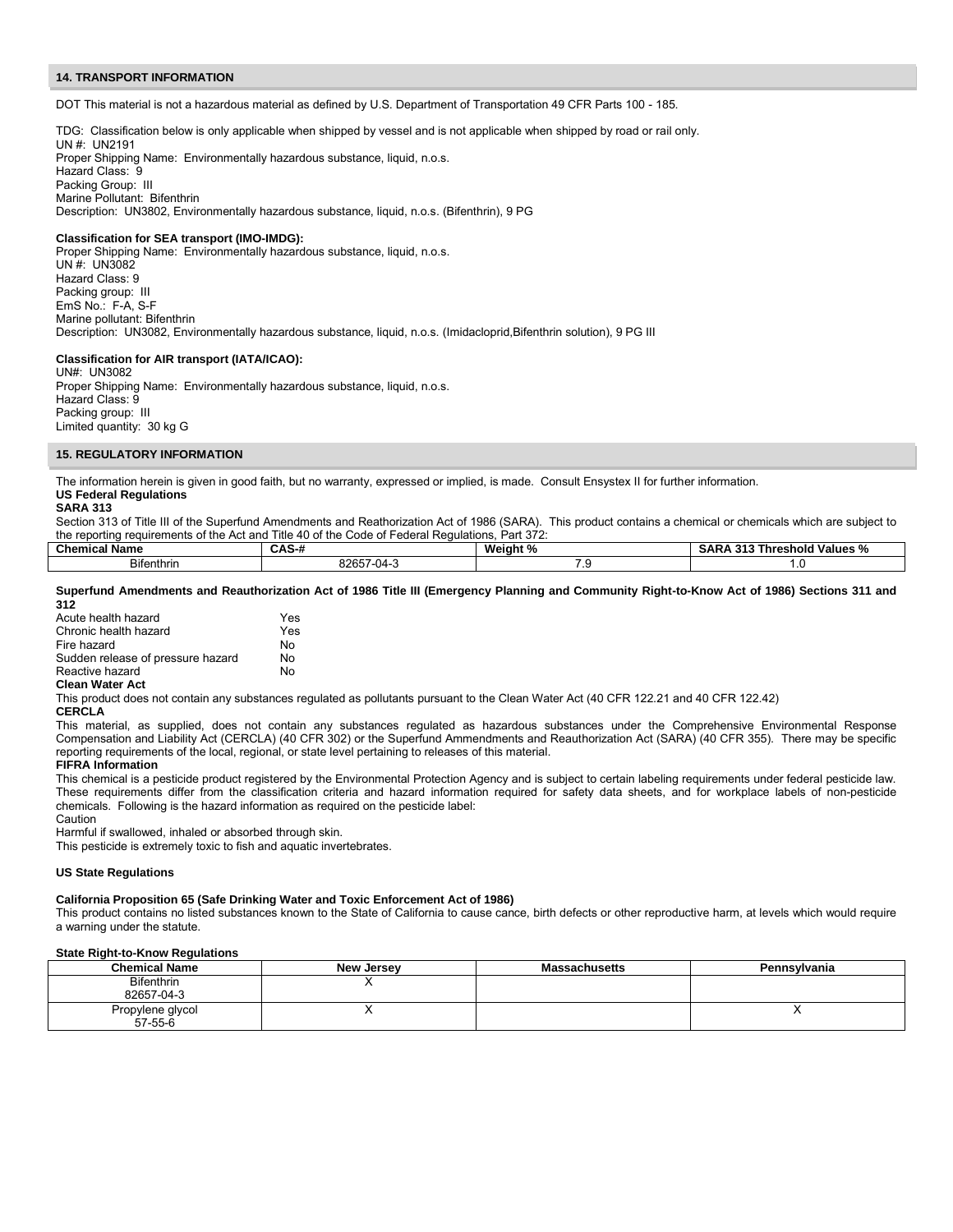## 14. TRANSPORT INFORMATION

DOT This material is not a hazardous material as defined by U.S. Department of Transportation 49 CFR Parts 100 - 185.

TDG: Classification below is only applicable when shipped by vessel and is not applicable when shipped by road or rail only.
UN #: UN2191
Proper Shipping Name: Environmentally hazardous substance, liquid, n.o.s.
Hazard Class: 9
Packing Group: III
Marine Pollutant: Bifenthrin
Description: UN3802, Environmentally hazardous substance, liquid, n.o.s. (Bifenthrin), 9 PG

**Classification for SEA transport (IMO-IMDG):**
Proper Shipping Name: Environmentally hazardous substance, liquid, n.o.s.
UN #: UN3082
Hazard Class: 9
Packing group: III
EmS No.: F-A, S-F
Marine pollutant: Bifenthrin
Description: UN3082, Environmentally hazardous substance, liquid, n.o.s. (Imidacloprid,Bifenthrin solution), 9 PG III

**Classification for AIR transport (IATA/ICAO):**
UN#: UN3082
Proper Shipping Name: Environmentally hazardous substance, liquid, n.o.s.
Hazard Class: 9
Packing group: III
Limited quantity: 30 kg G

## 15. REGULATORY INFORMATION

The information herein is given in good faith, but no warranty, expressed or implied, is made. Consult Ensystex II for further information.

**US Federal Regulations**

**SARA 313**

Section 313 of Title III of the Superfund Amendments and Reathorization Act of 1986 (SARA). This product contains a chemical or chemicals which are subject to the reporting requirements of the Act and Title 40 of the Code of Federal Regulations, Part 372:

| Chemical Name | CAS-# | Weight % | SARA 313 Threshold Values % |
|---|---|---|---|
| Bifenthrin | 82657-04-3 | 7.9 | 1.0 |

**Superfund Amendments and Reauthorization Act of 1986 Title III (Emergency Planning and Community Right-to-Know Act of 1986) Sections 311 and 312**

| | |
|---|---|
| Acute health hazard | Yes |
| Chronic health hazard | Yes |
| Fire hazard | No |
| Sudden release of pressure hazard | No |
| Reactive hazard | No |

**Clean Water Act**

This product does not contain any substances regulated as pollutants pursuant to the Clean Water Act (40 CFR 122.21 and 40 CFR 122.42)

**CERCLA**

This material, as supplied, does not contain any substances regulated as hazardous substances under the Comprehensive Environmental Response Compensation and Liability Act (CERCLA) (40 CFR 302) or the Superfund Ammendments and Reauthorization Act (SARA) (40 CFR 355). There may be specific reporting requirements of the local, regional, or state level pertaining to releases of this material.

**FIFRA Information**

This chemical is a pesticide product registered by the Environmental Protection Agency and is subject to certain labeling requirements under federal pesticide law. These requirements differ from the classification criteria and hazard information required for safety data sheets, and for workplace labels of non-pesticide chemicals. Following is the hazard information as required on the pesticide label:

Caution

Harmful if swallowed, inhaled or absorbed through skin.

This pesticide is extremely toxic to fish and aquatic invertebrates.

**US State Regulations**

**California Proposition 65 (Safe Drinking Water and Toxic Enforcement Act of 1986)**

This product contains no listed substances known to the State of California to cause cance, birth defects or other reproductive harm, at levels which would require a warning under the statute.

**State Right-to-Know Regulations**

| Chemical Name | New Jersey | Massachusetts | Pennsylvania |
|---|---|---|---|
| Bifenthrin 82657-04-3 | X | | |
| Propylene glycol 57-55-6 | X | | X |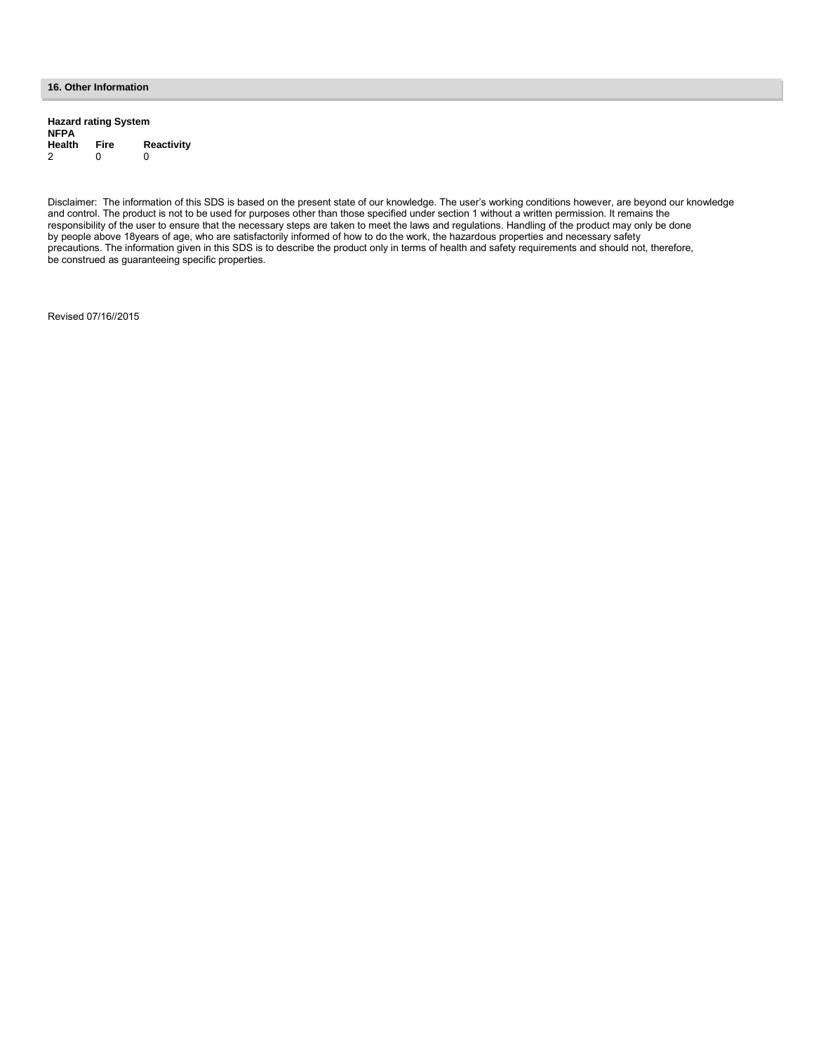## 16. Other Information

**Hazard rating System**
**NFPA**

| Health | Fire | Reactivity |
|---|---|---|
| 2 | 0 | 0 |

Disclaimer: The information of this SDS is based on the present state of our knowledge. The user's working conditions however, are beyond our knowledge and control. The product is not to be used for purposes other than those specified under section 1 without a written permission. It remains the responsibility of the user to ensure that the necessary steps are taken to meet the laws and regulations. Handling of the product may only be done by people above 18years of age, who are satisfactorily informed of how to do the work, the hazardous properties and necessary safety precautions. The information given in this SDS is to describe the product only in terms of health and safety requirements and should not, therefore, be construed as guaranteeing specific properties.

Revised 07/16//2015